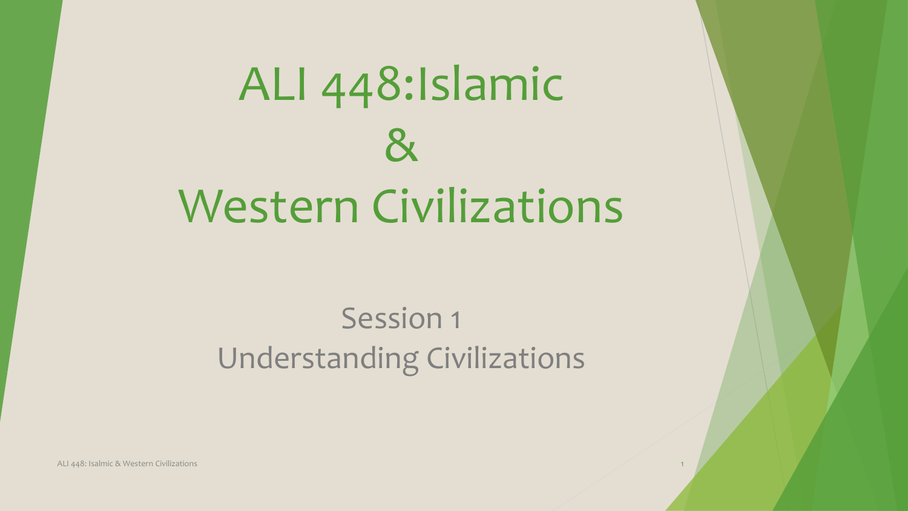# ALI 448:Islamic & Western Civilizations

## Session 1
## Understanding Civilizations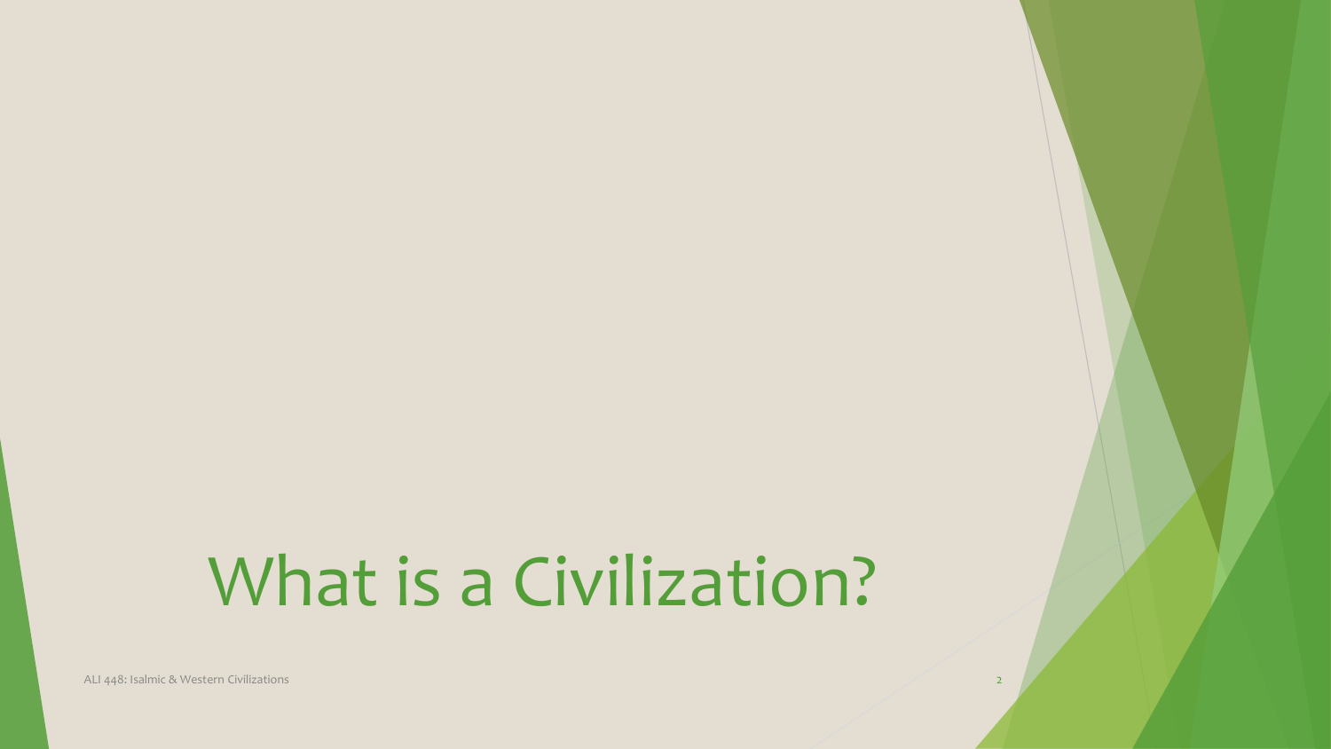# What is a Civilization?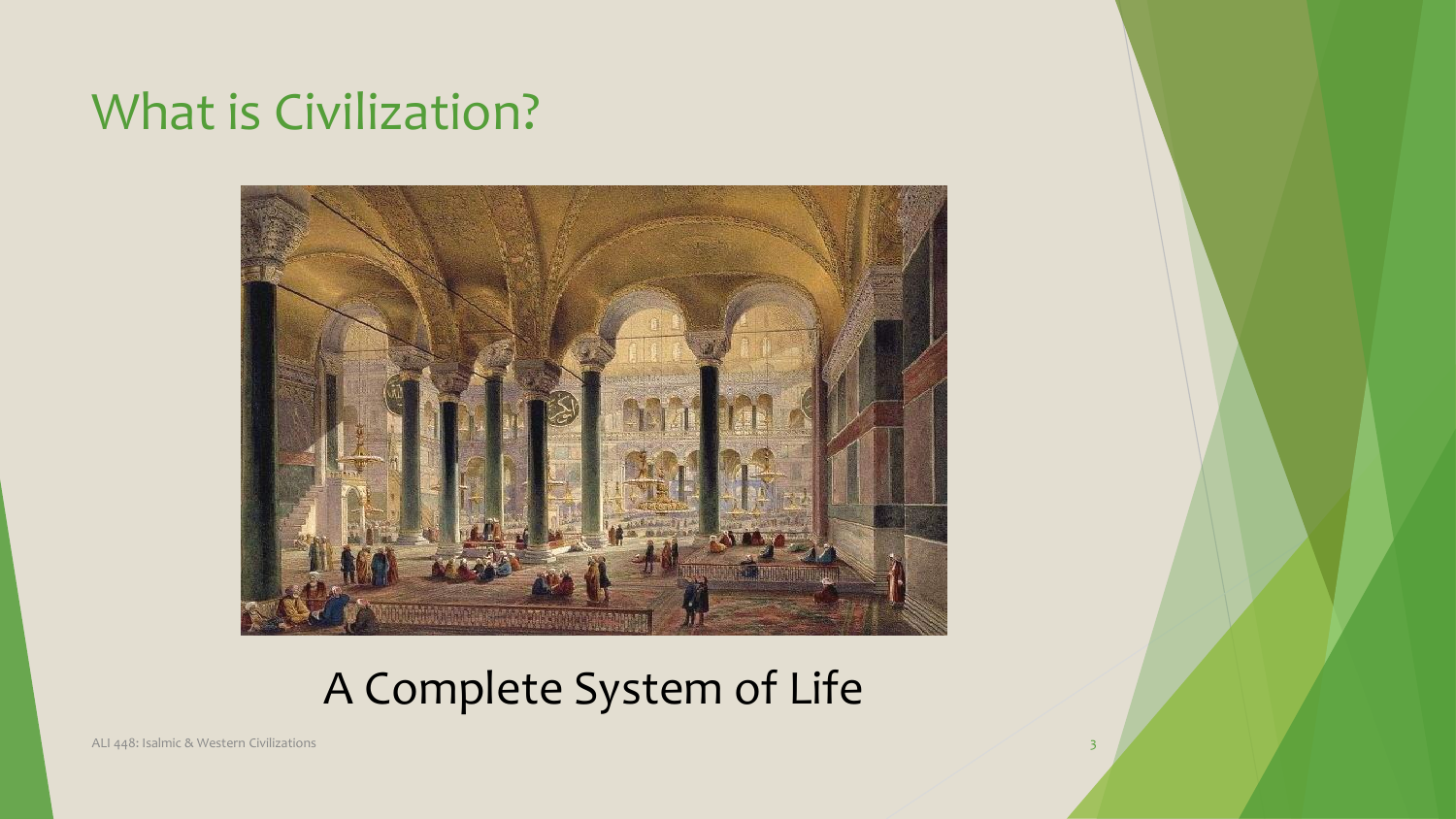# What is Civilization?

A Complete System of Life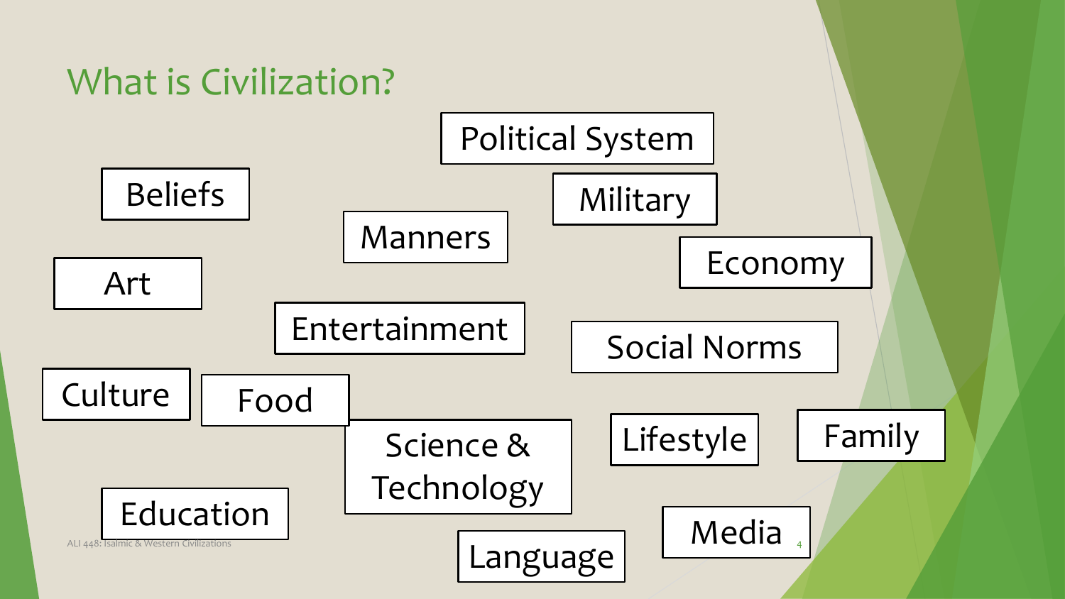# What is Civilization?

- Political System
- Beliefs
- Military
- Manners
- Economy
- Art
- Entertainment
- Social Norms
- Culture
- Food
- Science & Technology
- Lifestyle
- Family
- Education
- Media
- Language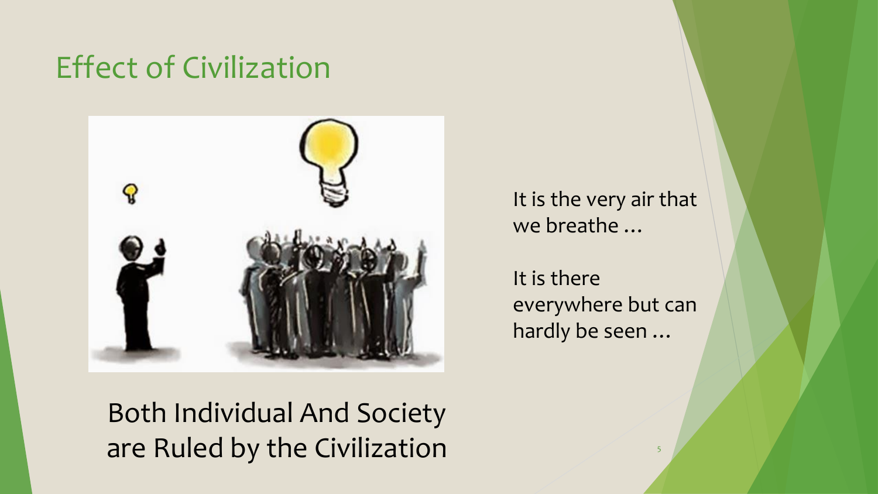# Effect of Civilization

Both Individual And Society are Ruled by the Civilization

It is the very air that we breathe …

It is there everywhere but can hardly be seen …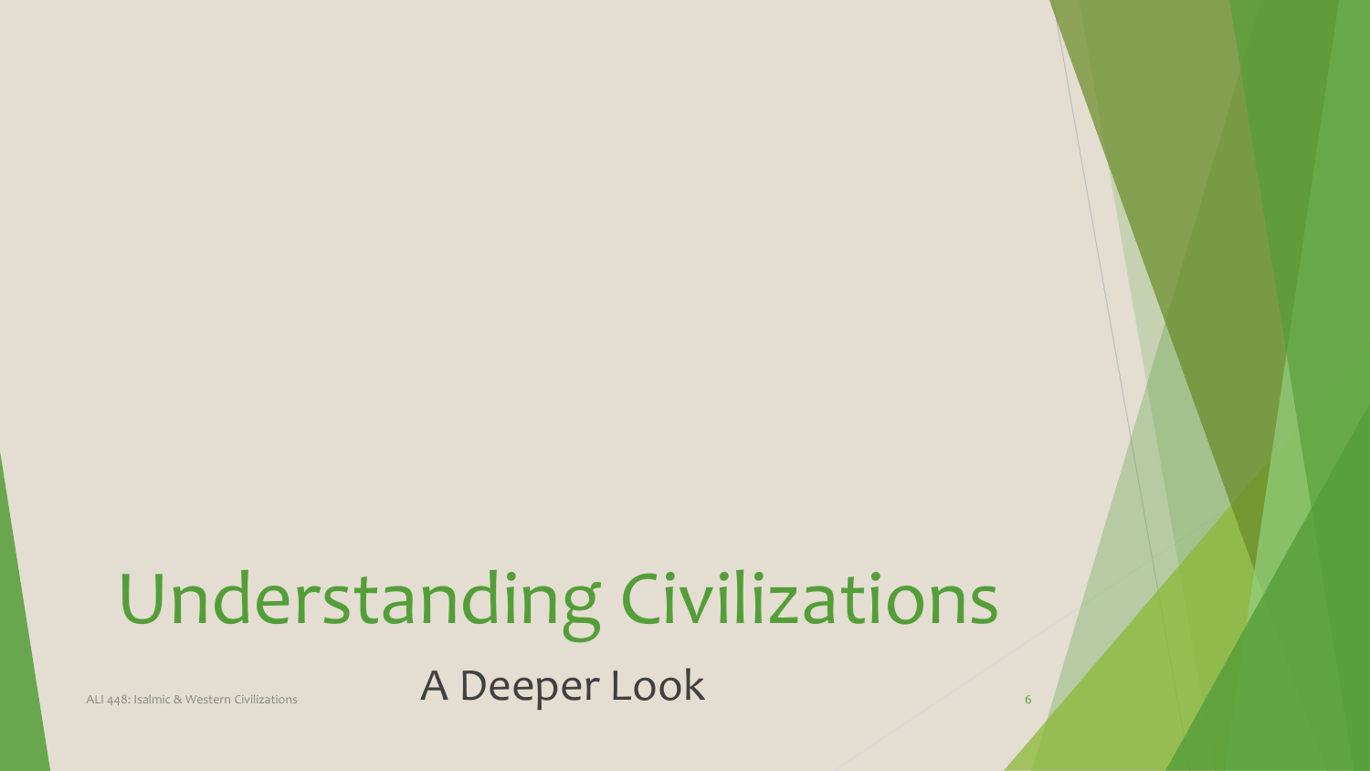# Understanding Civilizations

A Deeper Look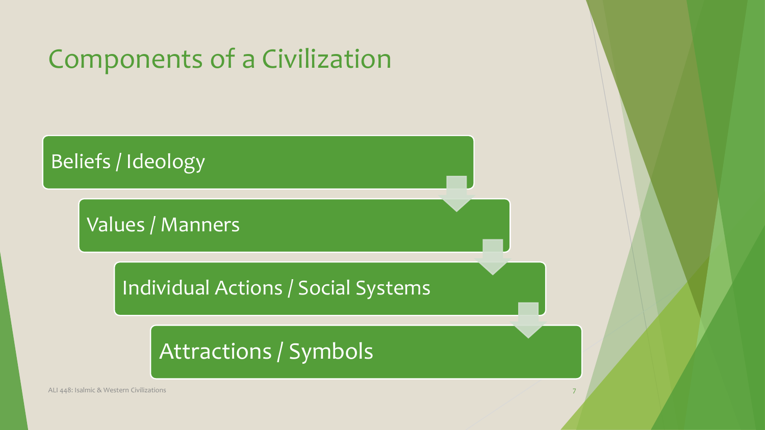# Components of a Civilization

- Beliefs / Ideology
- Values / Manners
- Individual Actions / Social Systems
- Attractions / Symbols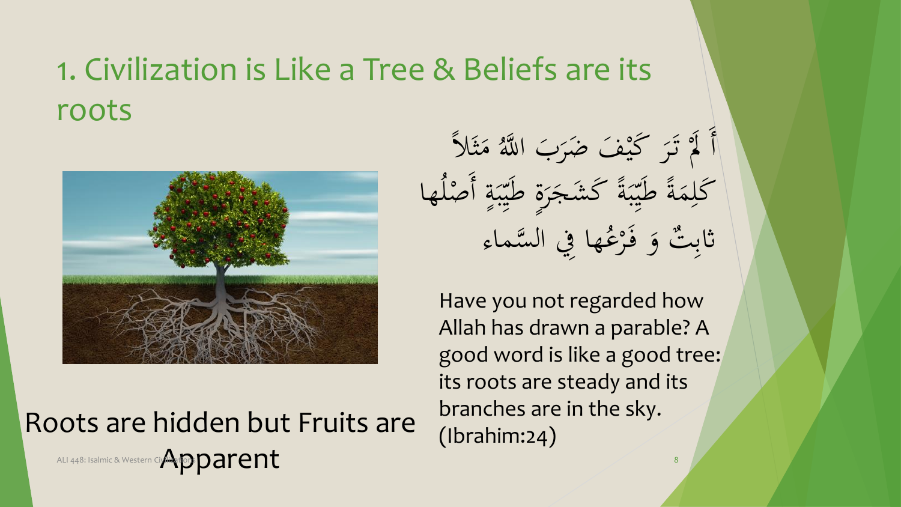# 1. Civilization is Like a Tree & Beliefs are its roots

أَ لَمْ تَرَ كَيْفَ ضَرَبَ اللَّهُ مَثَلاً كَلِمَةً طَيِّبَةً كَشَجَرَةٍ طَيِّبَةٍ أَصْلُها ثابِتٌ وَ فَرْعُها فِي السَّماء

Have you not regarded how Allah has drawn a parable? A good word is like a good tree: its roots are steady and its branches are in the sky. (Ibrahim:24)

Roots are hidden but Fruits are Apparent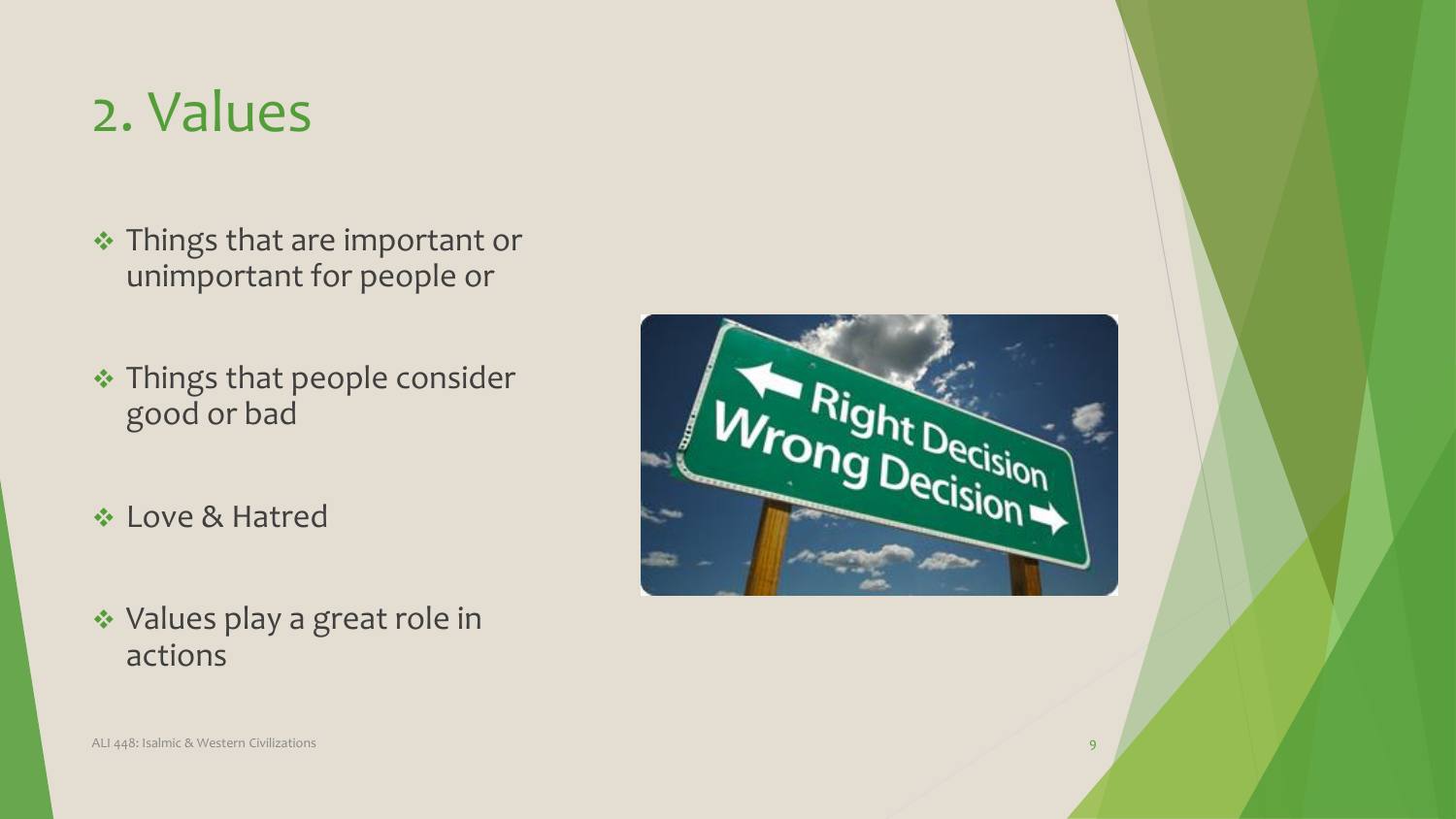# 2. Values

- Things that are important or unimportant for people or
- Things that people consider good or bad
- Love & Hatred
- Values play a great role in actions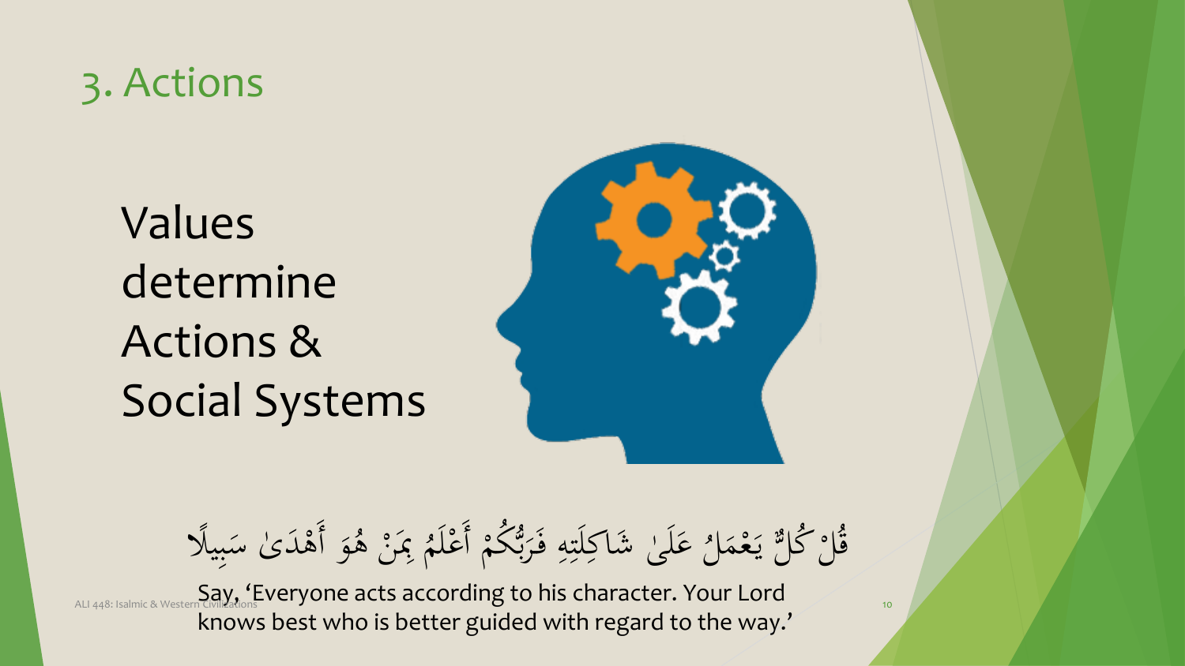# 3. Actions

Values determine Actions & Social Systems

قُلْ كُلٌّ يَعْمَلُ عَلَىٰ شَاكِلَتِهِ فَرَبُّكُمْ أَعْلَمُ بِمَنْ هُوَ أَهْدَىٰ سَبِيلًا

Say, 'Everyone acts according to his character. Your Lord knows best who is better guided with regard to the way.'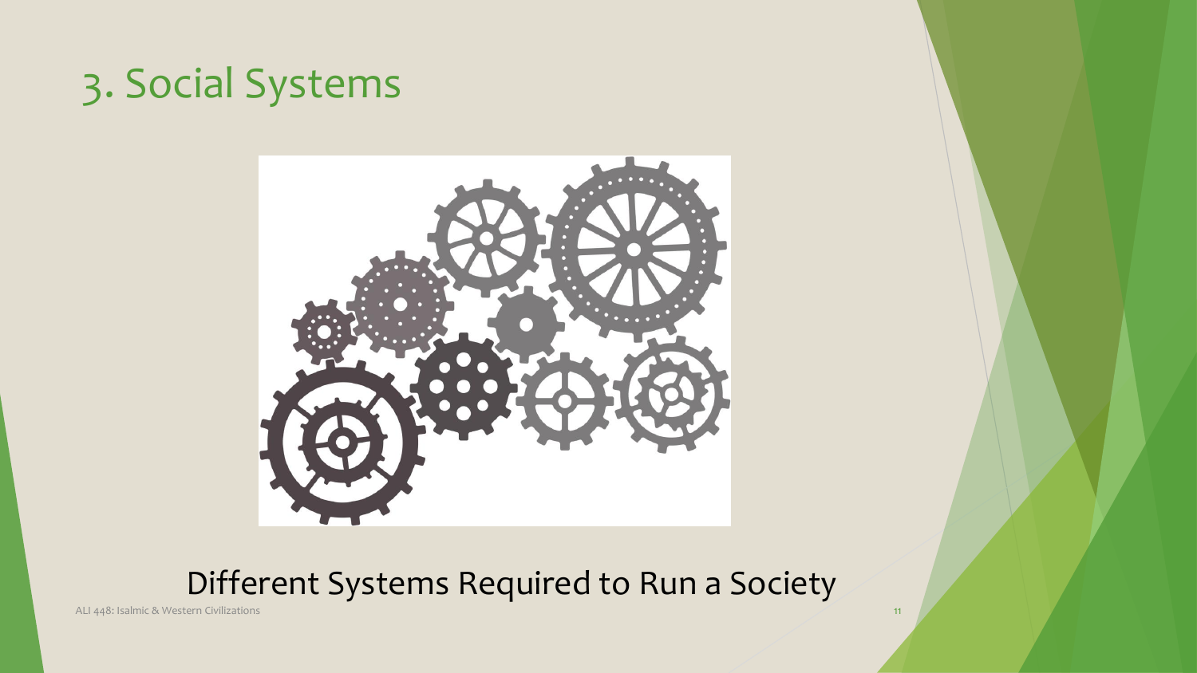# 3. Social Systems

Different Systems Required to Run a Society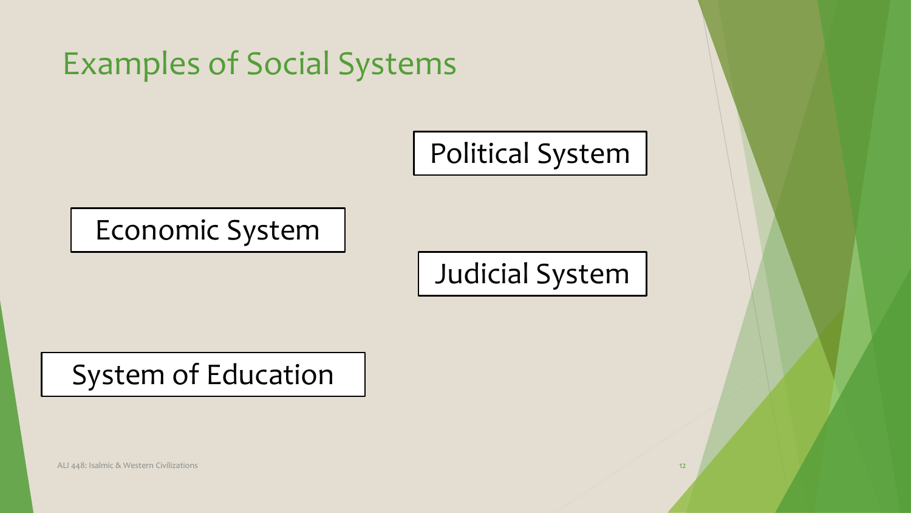# Examples of Social Systems

Political System

Economic System

Judicial System

System of Education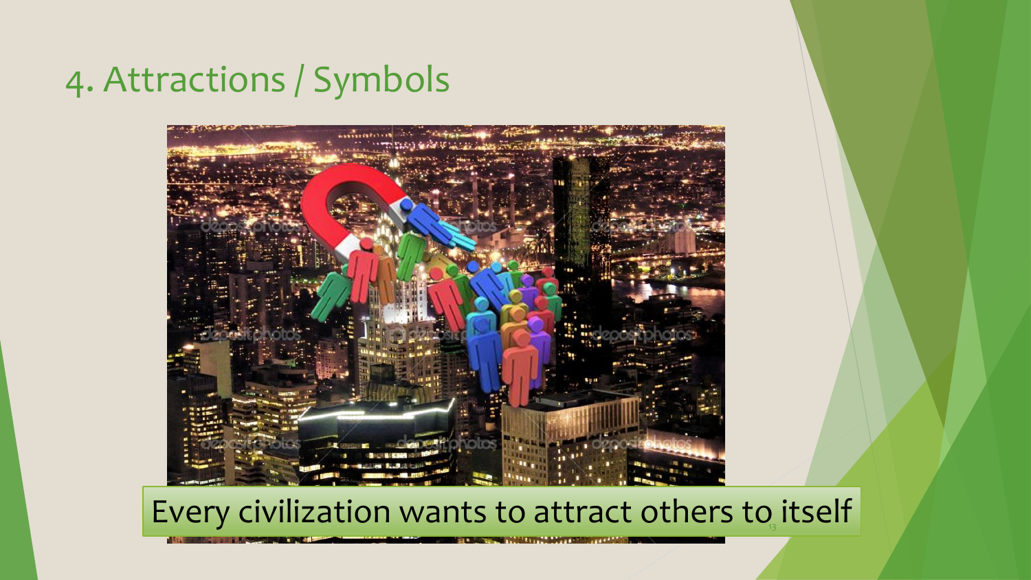# 4. Attractions / Symbols

Every civilization wants to attract others to itself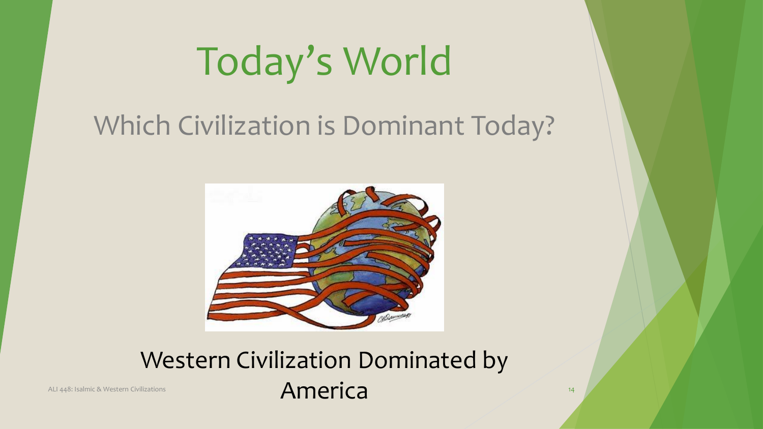# Today's World

## Which Civilization is Dominant Today?

Western Civilization Dominated by America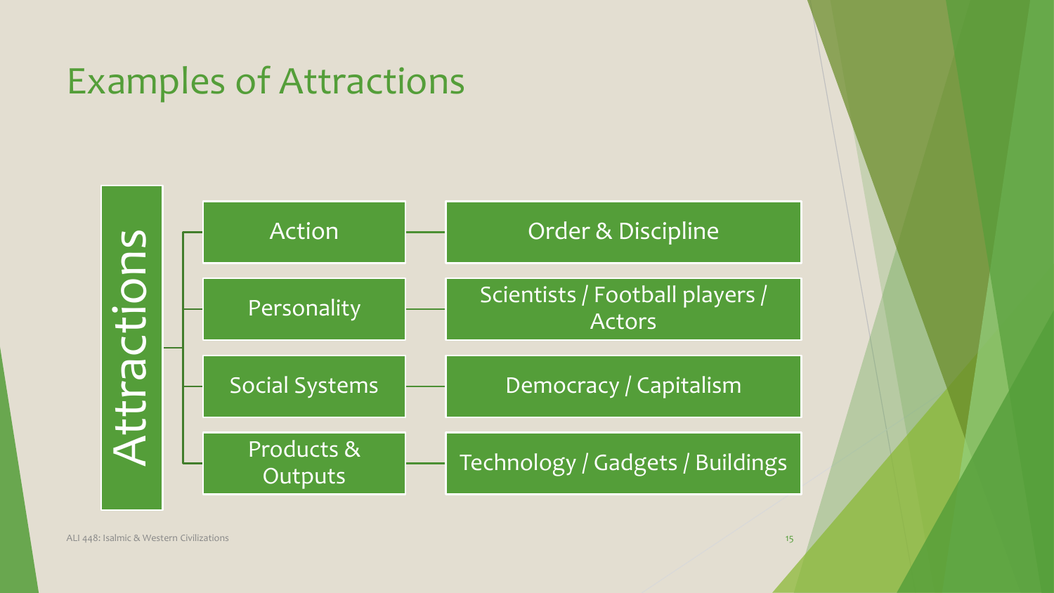# Examples of Attractions

**Attractions**

| Category | Examples |
| --- | --- |
| Action | Order & Discipline |
| Personality | Scientists / Football players / Actors |
| Social Systems | Democracy / Capitalism |
| Products & Outputs | Technology / Gadgets / Buildings |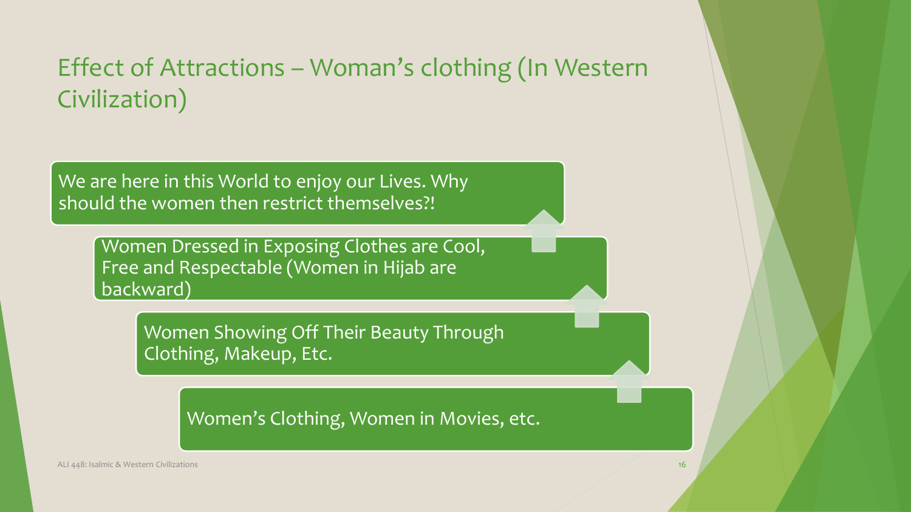# Effect of Attractions – Woman's clothing (In Western Civilization)

- We are here in this World to enjoy our Lives. Why should the women then restrict themselves?!
- Women Dressed in Exposing Clothes are Cool, Free and Respectable (Women in Hijab are backward)
- Women Showing Off Their Beauty Through Clothing, Makeup, Etc.
- Women's Clothing, Women in Movies, etc.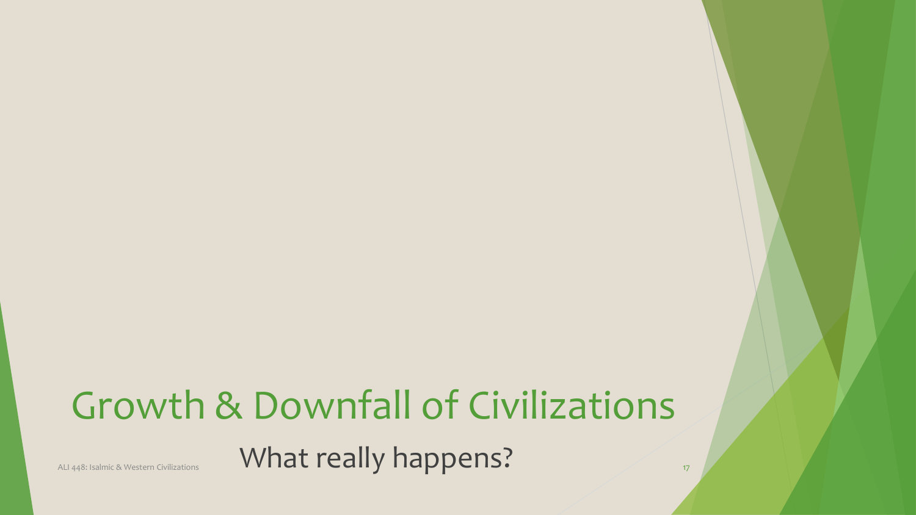# Growth & Downfall of Civilizations

## What really happens?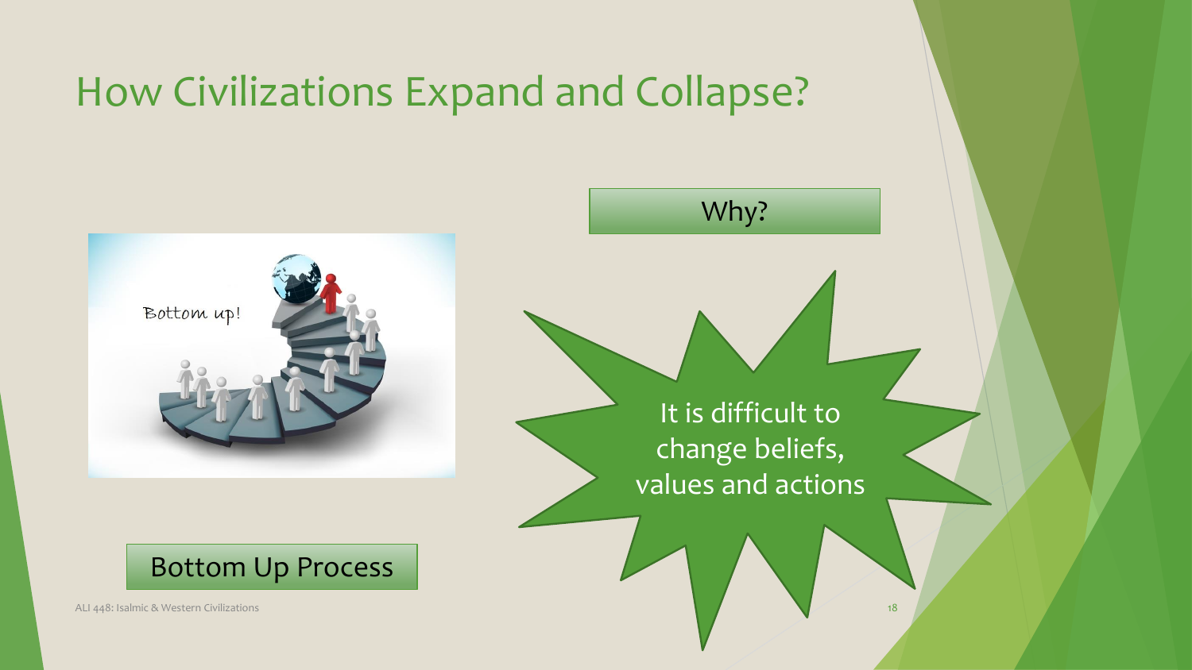# How Civilizations Expand and Collapse?

Bottom Up Process

Why?

It is difficult to change beliefs, values and actions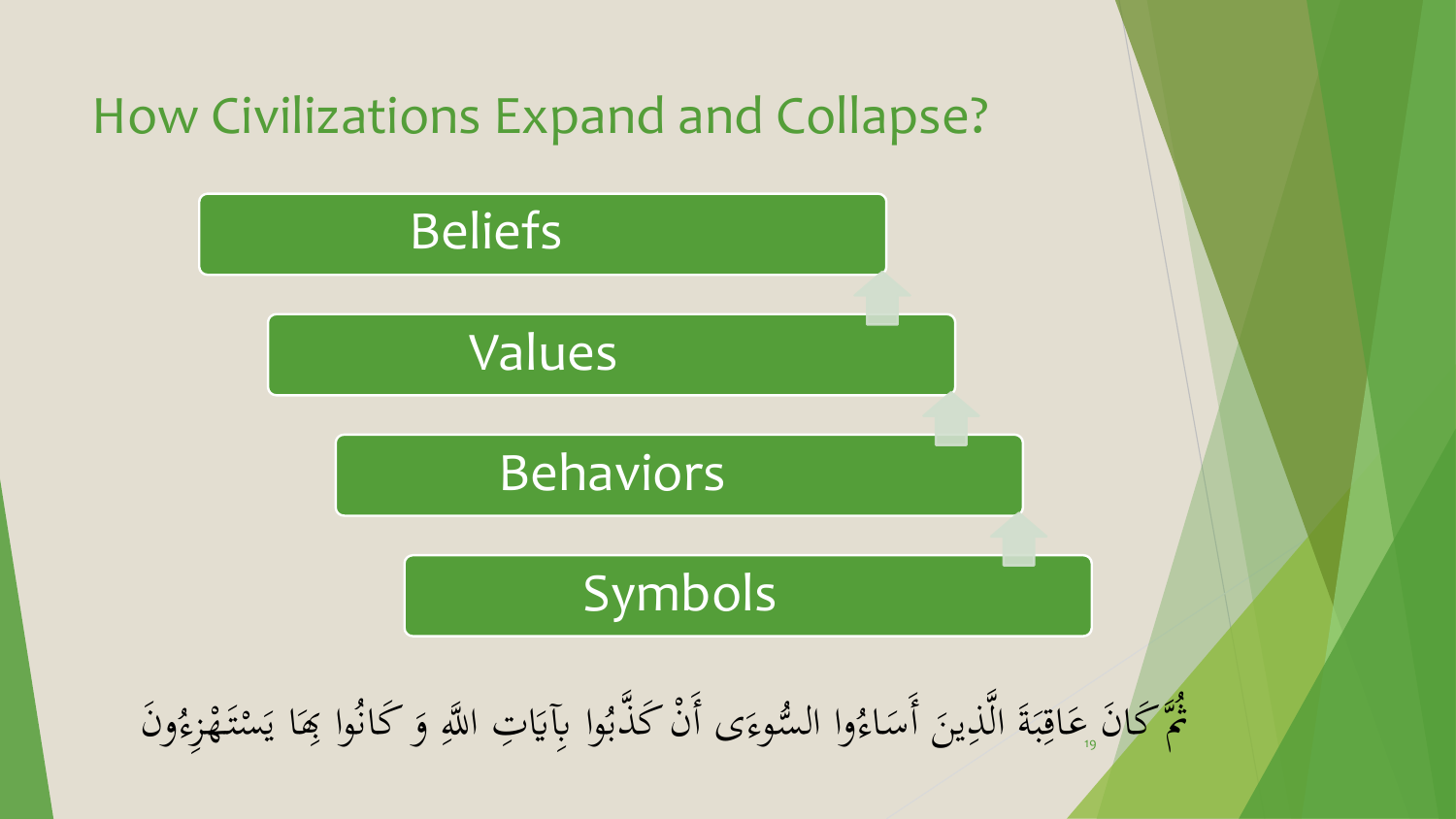# How Civilizations Expand and Collapse?

- Beliefs
- Values
- Behaviors
- Symbols

ثُمَّ كَانَ عَاقِبَةَ الَّذِينَ أَسَاءُوا السُّوءَى أَنْ كَذَّبُوا بِآيَاتِ اللَّهِ وَ كَانُوا بِهَا يَسْتَهْزِءُونَ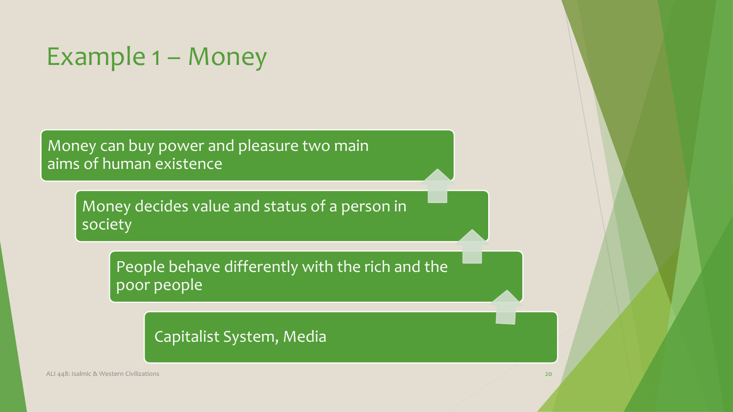# Example 1 – Money

- Money can buy power and pleasure two main aims of human existence
- Money decides value and status of a person in society
- People behave differently with the rich and the poor people
- Capitalist System, Media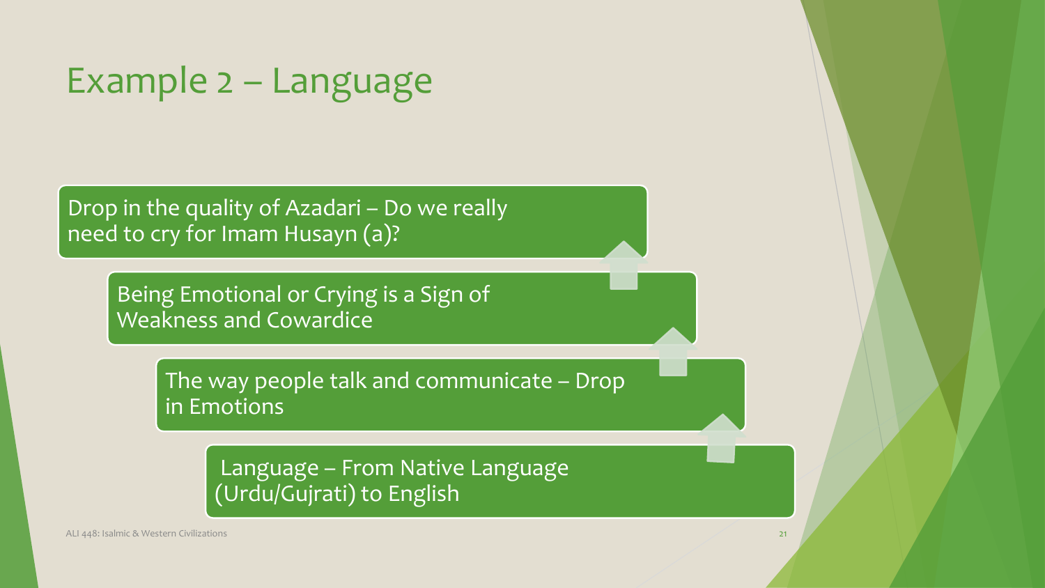# Example 2 – Language

- Drop in the quality of Azadari – Do we really need to cry for Imam Husayn (a)?
- Being Emotional or Crying is a Sign of Weakness and Cowardice
- The way people talk and communicate – Drop in Emotions
- Language – From Native Language (Urdu/Gujrati) to English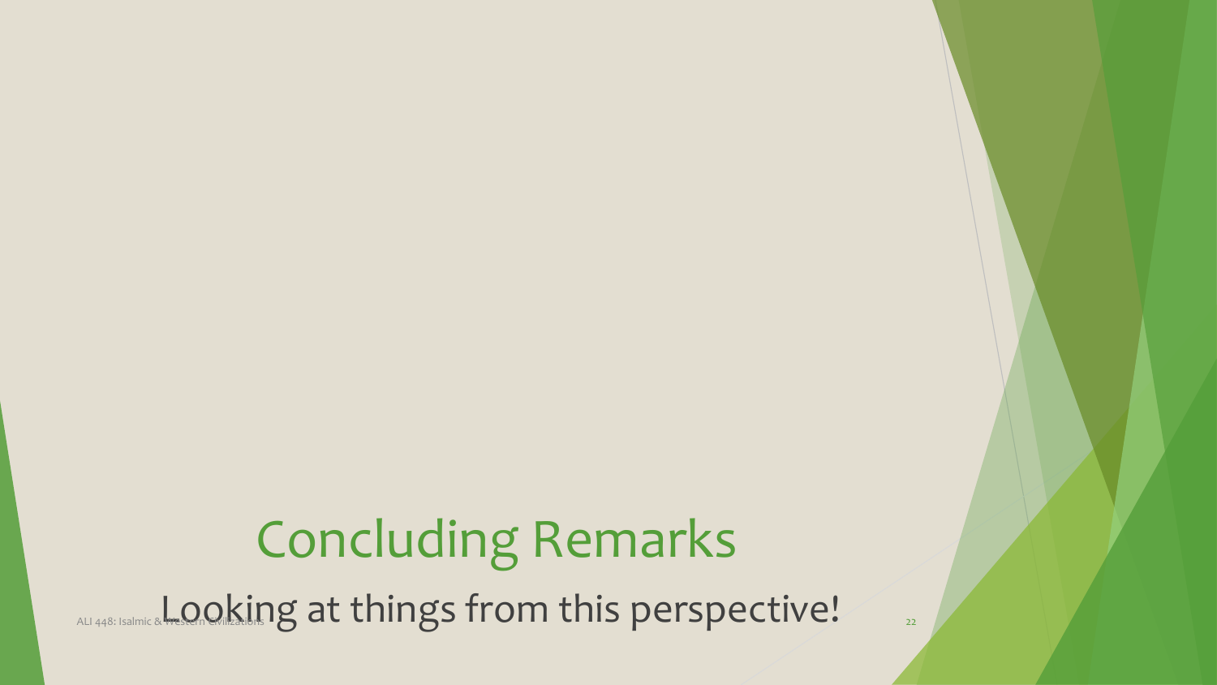# Concluding Remarks

Looking at things from this perspective!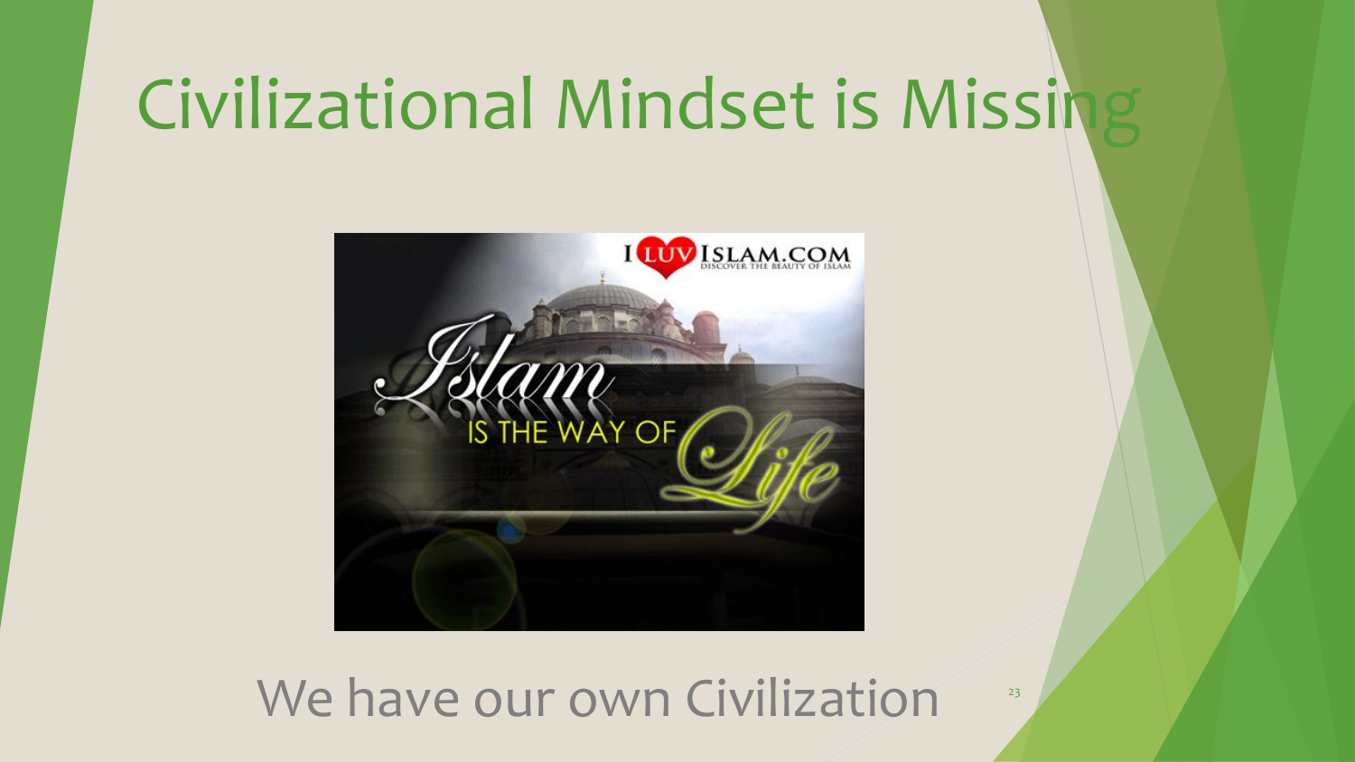# Civilizational Mindset is Missing

We have our own Civilization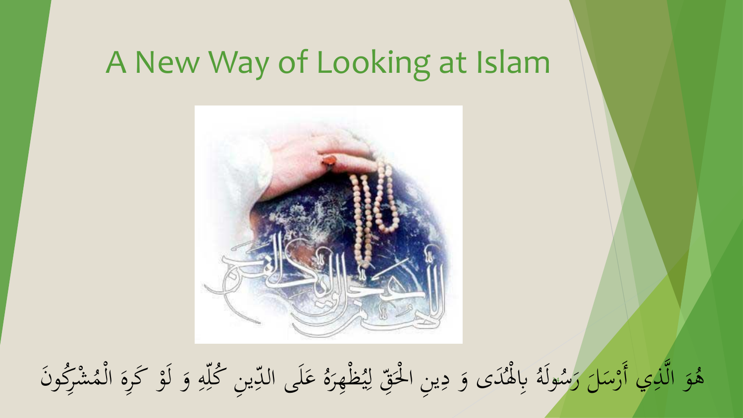# A New Way of Looking at Islam

هُوَ الَّذِي أَرْسَلَ رَسُولَهُ بِالْهُدَى وَ دِينِ الْحَقِّ لِيُظْهِرَهُ عَلَى الدِّينِ كُلِّهِ وَ لَوْ كَرِهَ الْمُشْرِكُونَ